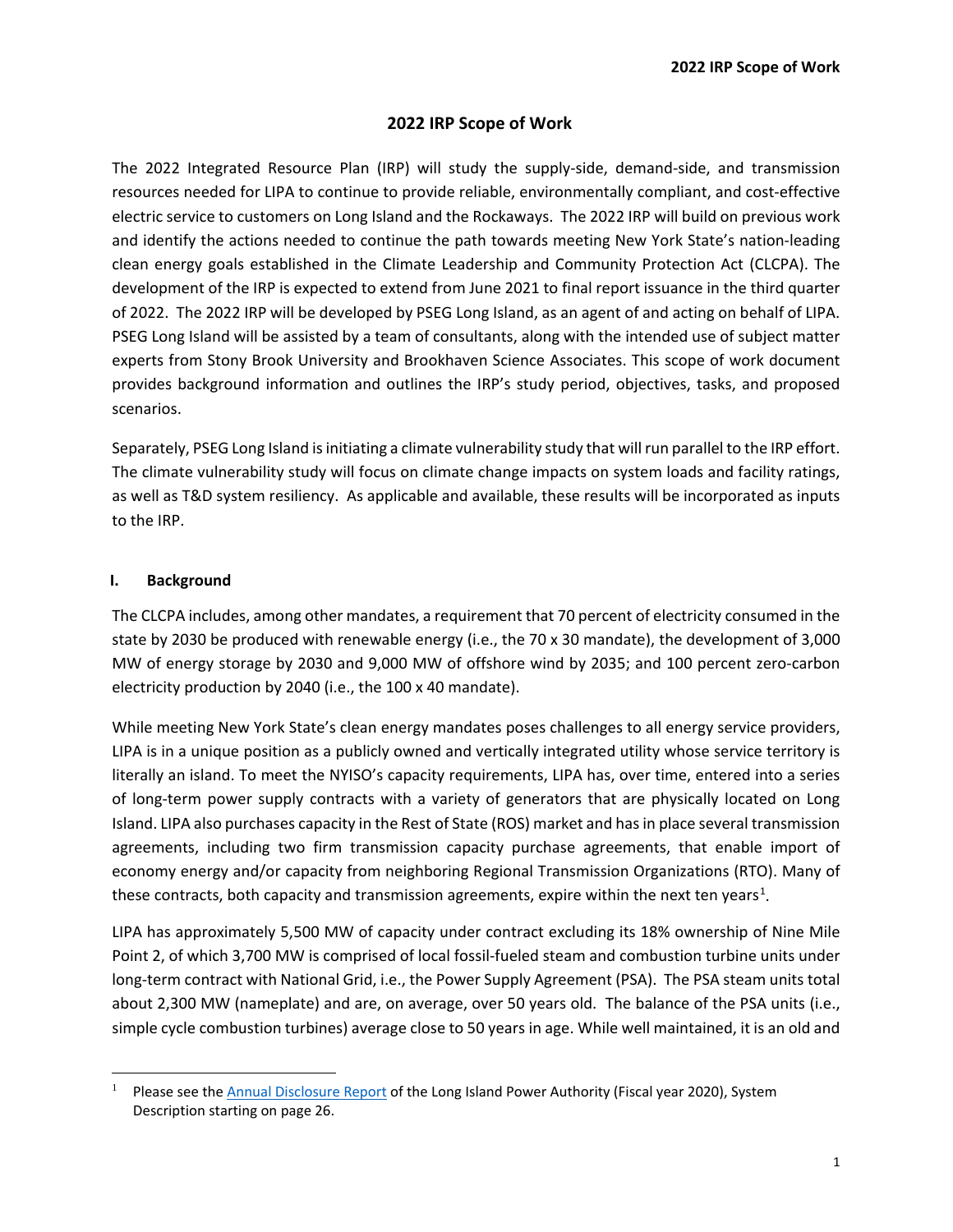# 2022 IRP Scope of Work

The 2022 Integrated Resource Plan (IRP) will study the supply-side, demand-side, and transmission resources needed for LIPA to continue to provide reliable, environmentally compliant, and cost-effective electric service to customers on Long Island and the Rockaways. The 2022 IRP will build on previous work and identify the actions needed to continue the path towards meeting New York State's nation-leading clean energy goals established in the Climate Leadership and Community Protection Act (CLCPA). The development of the IRP is expected to extend from June 2021 to final report issuance in the third quarter of 2022. The 2022 IRP will be developed by PSEG Long Island, as an agent of and acting on behalf of LIPA. PSEG Long Island will be assisted by a team of consultants, along with the intended use of subject matter experts from Stony Brook University and Brookhaven Science Associates. This scope of work document provides background information and outlines the IRP's study period, objectives, tasks, and proposed scenarios.

Separately, PSEG Long Island is initiating a climate vulnerability study that will run parallel to the IRP effort. The climate vulnerability study will focus on climate change impacts on system loads and facility ratings, as well as T&D system resiliency. As applicable and available, these results will be incorporated as inputs to the IRP.

## I. Background

The CLCPA includes, among other mandates, a requirement that 70 percent of electricity consumed in the state by 2030 be produced with renewable energy (i.e., the 70 x 30 mandate), the development of 3,000 MW of energy storage by 2030 and 9,000 MW of offshore wind by 2035; and 100 percent zero-carbon electricity production by 2040 (i.e., the 100 x 40 mandate).

While meeting New York State's clean energy mandates poses challenges to all energy service providers, LIPA is in a unique position as a publicly owned and vertically integrated utility whose service territory is literally an island. To meet the NYISO's capacity requirements, LIPA has, over time, entered into a series of long-term power supply contracts with a variety of generators that are physically located on Long Island. LIPA also purchases capacity in the Rest of State (ROS) market and has in place several transmission agreements, including two firm transmission capacity purchase agreements, that enable import of economy energy and/or capacity from neighboring Regional Transmission Organizations (RTO). Many of these contracts, both capacity and transmission agreements, expire within the next ten years[1].

LIPA has approximately 5,500 MW of capacity under contract excluding its 18% ownership of Nine Mile Point 2, of which 3,700 MW is comprised of local fossil-fueled steam and combustion turbine units under long-term contract with National Grid, i.e., the Power Supply Agreement (PSA). The PSA steam units total about 2,300 MW (nameplate) and are, on average, over 50 years old. The balance of the PSA units (i.e., simple cycle combustion turbines) average close to 50 years in age. While well maintained, it is an old and

[1] Please see the [Annual Disclosure Report](Annual Disclosure Report) of the Long Island Power Authority (Fiscal year 2020), System Description starting on page 26.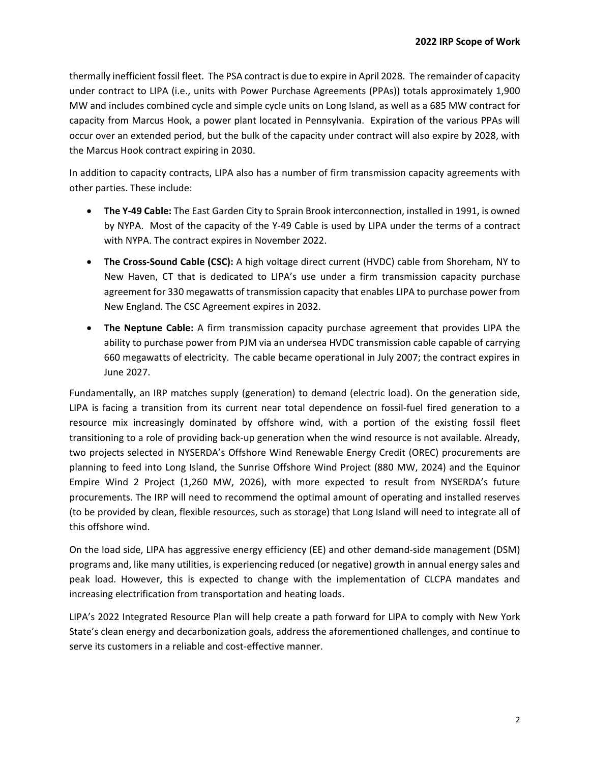thermally inefficient fossil fleet. The PSA contract is due to expire in April 2028. The remainder of capacity under contract to LIPA (i.e., units with Power Purchase Agreements (PPAs)) totals approximately 1,900 MW and includes combined cycle and simple cycle units on Long Island, as well as a 685 MW contract for capacity from Marcus Hook, a power plant located in Pennsylvania. Expiration of the various PPAs will occur over an extended period, but the bulk of the capacity under contract will also expire by 2028, with the Marcus Hook contract expiring in 2030.

In addition to capacity contracts, LIPA also has a number of firm transmission capacity agreements with other parties. These include:

- **The Y-49 Cable:** The East Garden City to Sprain Brook interconnection, installed in 1991, is owned by NYPA. Most of the capacity of the Y-49 Cable is used by LIPA under the terms of a contract with NYPA. The contract expires in November 2022.
- **The Cross-Sound Cable (CSC):** A high voltage direct current (HVDC) cable from Shoreham, NY to New Haven, CT that is dedicated to LIPA's use under a firm transmission capacity purchase agreement for 330 megawatts of transmission capacity that enables LIPA to purchase power from New England. The CSC Agreement expires in 2032.
- **The Neptune Cable:** A firm transmission capacity purchase agreement that provides LIPA the ability to purchase power from PJM via an undersea HVDC transmission cable capable of carrying 660 megawatts of electricity. The cable became operational in July 2007; the contract expires in June 2027.

Fundamentally, an IRP matches supply (generation) to demand (electric load). On the generation side, LIPA is facing a transition from its current near total dependence on fossil-fuel fired generation to a resource mix increasingly dominated by offshore wind, with a portion of the existing fossil fleet transitioning to a role of providing back-up generation when the wind resource is not available. Already, two projects selected in NYSERDA's Offshore Wind Renewable Energy Credit (OREC) procurements are planning to feed into Long Island, the Sunrise Offshore Wind Project (880 MW, 2024) and the Equinor Empire Wind 2 Project (1,260 MW, 2026), with more expected to result from NYSERDA's future procurements. The IRP will need to recommend the optimal amount of operating and installed reserves (to be provided by clean, flexible resources, such as storage) that Long Island will need to integrate all of this offshore wind.

On the load side, LIPA has aggressive energy efficiency (EE) and other demand-side management (DSM) programs and, like many utilities, is experiencing reduced (or negative) growth in annual energy sales and peak load. However, this is expected to change with the implementation of CLCPA mandates and increasing electrification from transportation and heating loads.

LIPA's 2022 Integrated Resource Plan will help create a path forward for LIPA to comply with New York State's clean energy and decarbonization goals, address the aforementioned challenges, and continue to serve its customers in a reliable and cost-effective manner.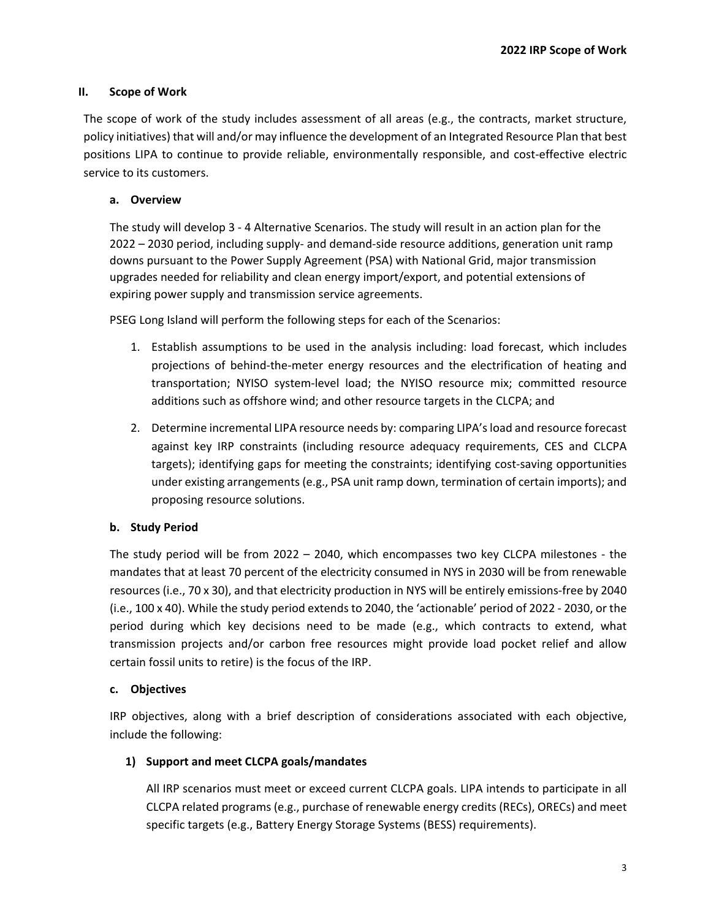## II. Scope of Work

The scope of work of the study includes assessment of all areas (e.g., the contracts, market structure, policy initiatives) that will and/or may influence the development of an Integrated Resource Plan that best positions LIPA to continue to provide reliable, environmentally responsible, and cost-effective electric service to its customers.

### a. Overview

The study will develop 3 - 4 Alternative Scenarios. The study will result in an action plan for the 2022 – 2030 period, including supply- and demand-side resource additions, generation unit ramp downs pursuant to the Power Supply Agreement (PSA) with National Grid, major transmission upgrades needed for reliability and clean energy import/export, and potential extensions of expiring power supply and transmission service agreements.

PSEG Long Island will perform the following steps for each of the Scenarios:

1. Establish assumptions to be used in the analysis including: load forecast, which includes projections of behind-the-meter energy resources and the electrification of heating and transportation; NYISO system-level load; the NYISO resource mix; committed resource additions such as offshore wind; and other resource targets in the CLCPA; and
2. Determine incremental LIPA resource needs by: comparing LIPA's load and resource forecast against key IRP constraints (including resource adequacy requirements, CES and CLCPA targets); identifying gaps for meeting the constraints; identifying cost-saving opportunities under existing arrangements (e.g., PSA unit ramp down, termination of certain imports); and proposing resource solutions.

### b. Study Period

The study period will be from 2022 – 2040, which encompasses two key CLCPA milestones - the mandates that at least 70 percent of the electricity consumed in NYS in 2030 will be from renewable resources (i.e., 70 x 30), and that electricity production in NYS will be entirely emissions-free by 2040 (i.e., 100 x 40). While the study period extends to 2040, the 'actionable' period of 2022 - 2030, or the period during which key decisions need to be made (e.g., which contracts to extend, what transmission projects and/or carbon free resources might provide load pocket relief and allow certain fossil units to retire) is the focus of the IRP.

### c. Objectives

IRP objectives, along with a brief description of considerations associated with each objective, include the following:

#### 1) Support and meet CLCPA goals/mandates

All IRP scenarios must meet or exceed current CLCPA goals. LIPA intends to participate in all CLCPA related programs (e.g., purchase of renewable energy credits (RECs), ORECs) and meet specific targets (e.g., Battery Energy Storage Systems (BESS) requirements).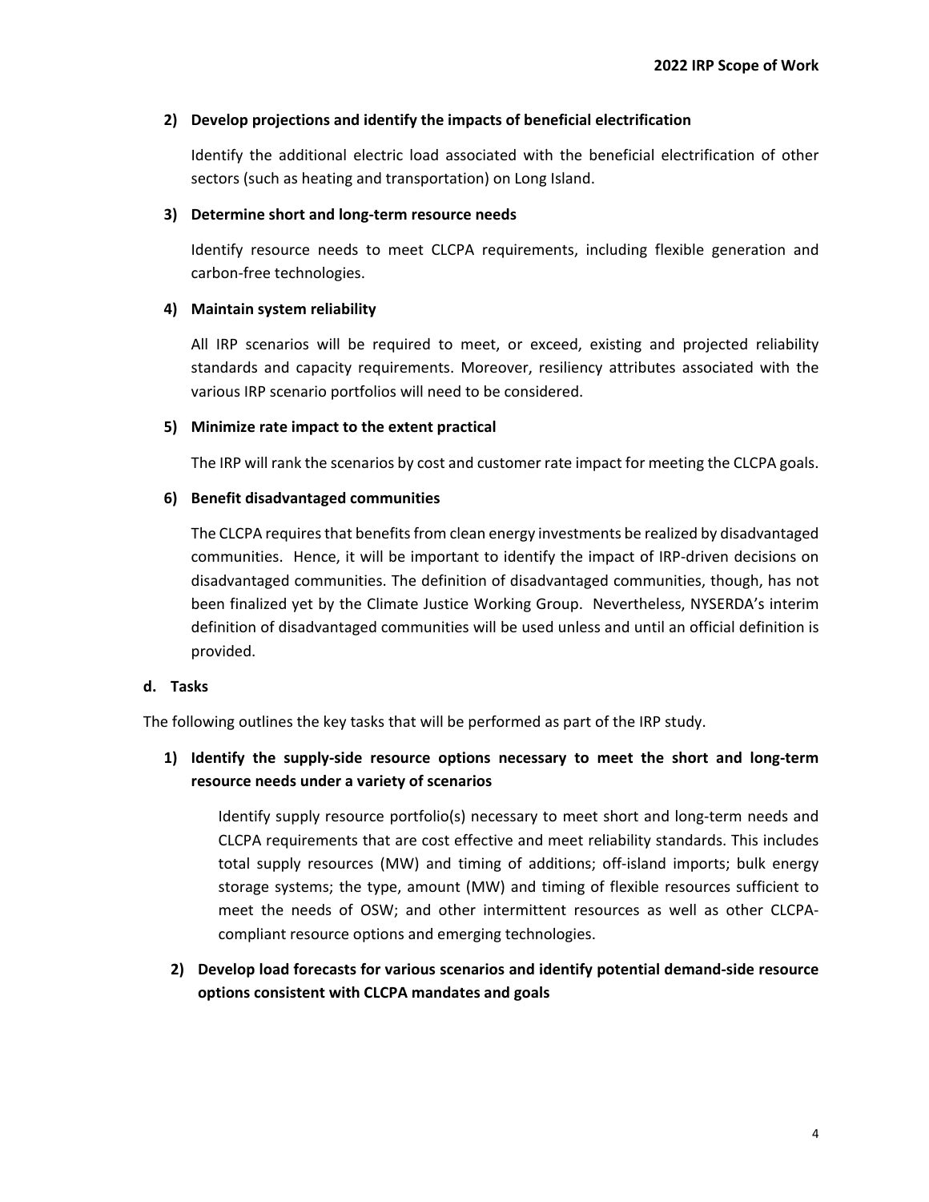**2) Develop projections and identify the impacts of beneficial electrification**

Identify the additional electric load associated with the beneficial electrification of other sectors (such as heating and transportation) on Long Island.

**3) Determine short and long-term resource needs**

Identify resource needs to meet CLCPA requirements, including flexible generation and carbon-free technologies.

**4) Maintain system reliability**

All IRP scenarios will be required to meet, or exceed, existing and projected reliability standards and capacity requirements. Moreover, resiliency attributes associated with the various IRP scenario portfolios will need to be considered.

**5) Minimize rate impact to the extent practical**

The IRP will rank the scenarios by cost and customer rate impact for meeting the CLCPA goals.

**6) Benefit disadvantaged communities**

The CLCPA requires that benefits from clean energy investments be realized by disadvantaged communities. Hence, it will be important to identify the impact of IRP-driven decisions on disadvantaged communities. The definition of disadvantaged communities, though, has not been finalized yet by the Climate Justice Working Group. Nevertheless, NYSERDA's interim definition of disadvantaged communities will be used unless and until an official definition is provided.

### d. Tasks

The following outlines the key tasks that will be performed as part of the IRP study.

**1) Identify the supply-side resource options necessary to meet the short and long-term resource needs under a variety of scenarios**

Identify supply resource portfolio(s) necessary to meet short and long-term needs and CLCPA requirements that are cost effective and meet reliability standards. This includes total supply resources (MW) and timing of additions; off-island imports; bulk energy storage systems; the type, amount (MW) and timing of flexible resources sufficient to meet the needs of OSW; and other intermittent resources as well as other CLCPA-compliant resource options and emerging technologies.

**2) Develop load forecasts for various scenarios and identify potential demand-side resource options consistent with CLCPA mandates and goals**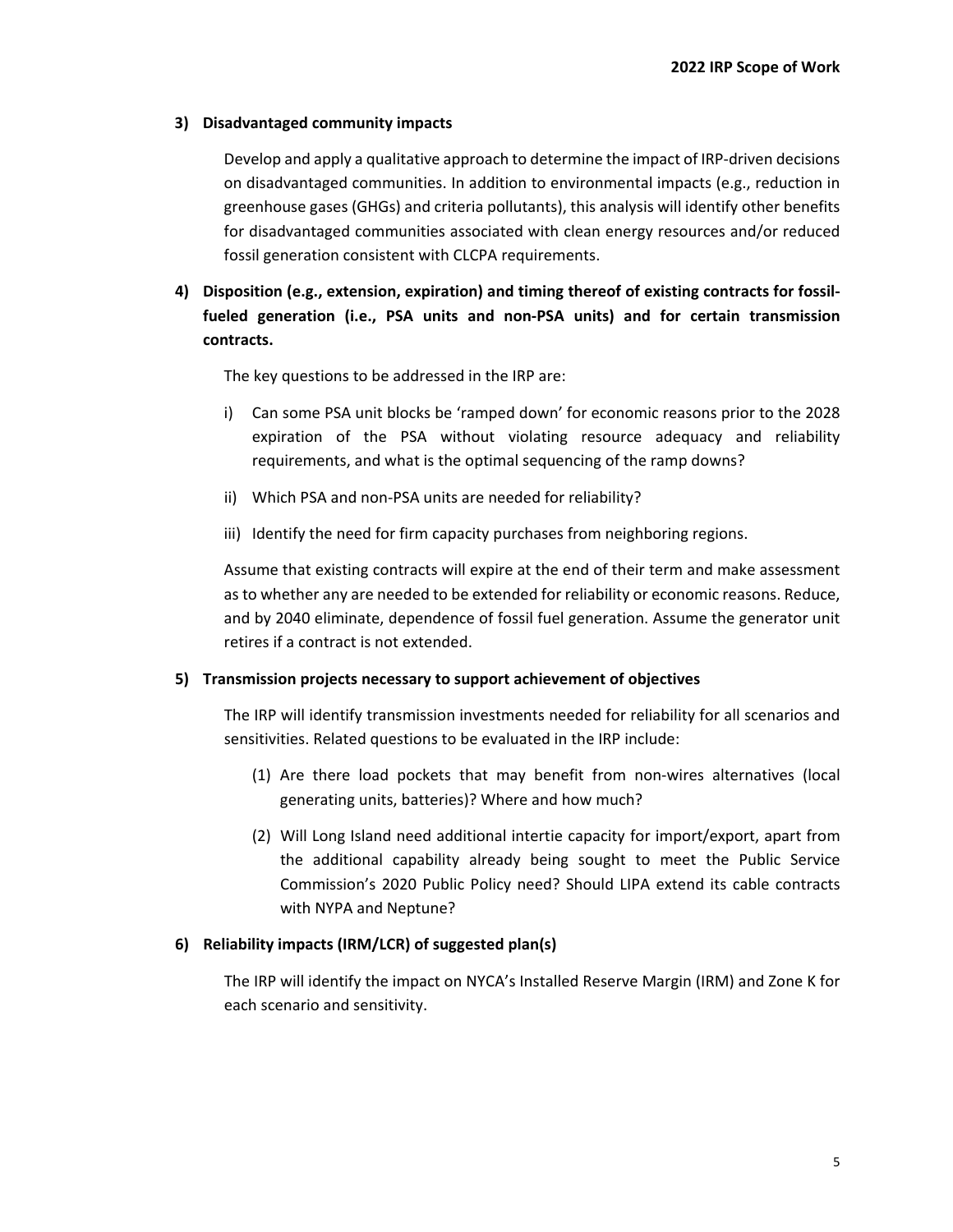**3) Disadvantaged community impacts**

Develop and apply a qualitative approach to determine the impact of IRP-driven decisions on disadvantaged communities. In addition to environmental impacts (e.g., reduction in greenhouse gases (GHGs) and criteria pollutants), this analysis will identify other benefits for disadvantaged communities associated with clean energy resources and/or reduced fossil generation consistent with CLCPA requirements.

**4) Disposition (e.g., extension, expiration) and timing thereof of existing contracts for fossil-fueled generation (i.e., PSA units and non-PSA units) and for certain transmission contracts.**

The key questions to be addressed in the IRP are:

i) Can some PSA unit blocks be 'ramped down' for economic reasons prior to the 2028 expiration of the PSA without violating resource adequacy and reliability requirements, and what is the optimal sequencing of the ramp downs?

ii) Which PSA and non-PSA units are needed for reliability?

iii) Identify the need for firm capacity purchases from neighboring regions.

Assume that existing contracts will expire at the end of their term and make assessment as to whether any are needed to be extended for reliability or economic reasons. Reduce, and by 2040 eliminate, dependence of fossil fuel generation. Assume the generator unit retires if a contract is not extended.

**5) Transmission projects necessary to support achievement of objectives**

The IRP will identify transmission investments needed for reliability for all scenarios and sensitivities. Related questions to be evaluated in the IRP include:

(1) Are there load pockets that may benefit from non-wires alternatives (local generating units, batteries)? Where and how much?

(2) Will Long Island need additional intertie capacity for import/export, apart from the additional capability already being sought to meet the Public Service Commission's 2020 Public Policy need? Should LIPA extend its cable contracts with NYPA and Neptune?

**6) Reliability impacts (IRM/LCR) of suggested plan(s)**

The IRP will identify the impact on NYCA's Installed Reserve Margin (IRM) and Zone K for each scenario and sensitivity.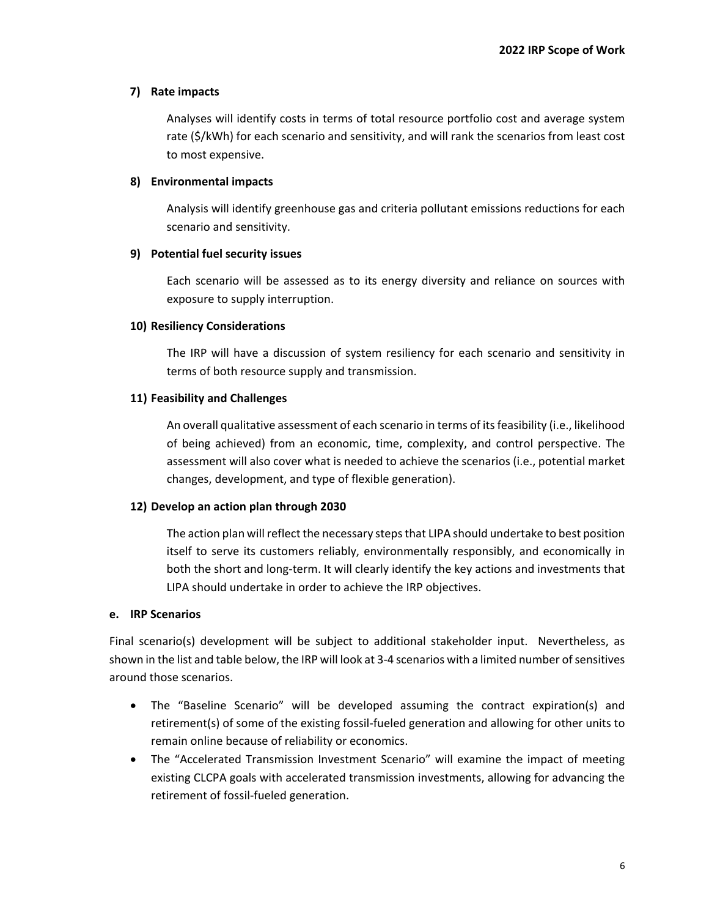### 7) Rate impacts

Analyses will identify costs in terms of total resource portfolio cost and average system rate ($/kWh) for each scenario and sensitivity, and will rank the scenarios from least cost to most expensive.

### 8) Environmental impacts

Analysis will identify greenhouse gas and criteria pollutant emissions reductions for each scenario and sensitivity.

### 9) Potential fuel security issues

Each scenario will be assessed as to its energy diversity and reliance on sources with exposure to supply interruption.

### 10) Resiliency Considerations

The IRP will have a discussion of system resiliency for each scenario and sensitivity in terms of both resource supply and transmission.

### 11) Feasibility and Challenges

An overall qualitative assessment of each scenario in terms of its feasibility (i.e., likelihood of being achieved) from an economic, time, complexity, and control perspective. The assessment will also cover what is needed to achieve the scenarios (i.e., potential market changes, development, and type of flexible generation).

### 12) Develop an action plan through 2030

The action plan will reflect the necessary steps that LIPA should undertake to best position itself to serve its customers reliably, environmentally responsibly, and economically in both the short and long-term. It will clearly identify the key actions and investments that LIPA should undertake in order to achieve the IRP objectives.

## e. IRP Scenarios

Final scenario(s) development will be subject to additional stakeholder input. Nevertheless, as shown in the list and table below, the IRP will look at 3-4 scenarios with a limited number of sensitives around those scenarios.

- The "Baseline Scenario" will be developed assuming the contract expiration(s) and retirement(s) of some of the existing fossil-fueled generation and allowing for other units to remain online because of reliability or economics.
- The "Accelerated Transmission Investment Scenario" will examine the impact of meeting existing CLCPA goals with accelerated transmission investments, allowing for advancing the retirement of fossil-fueled generation.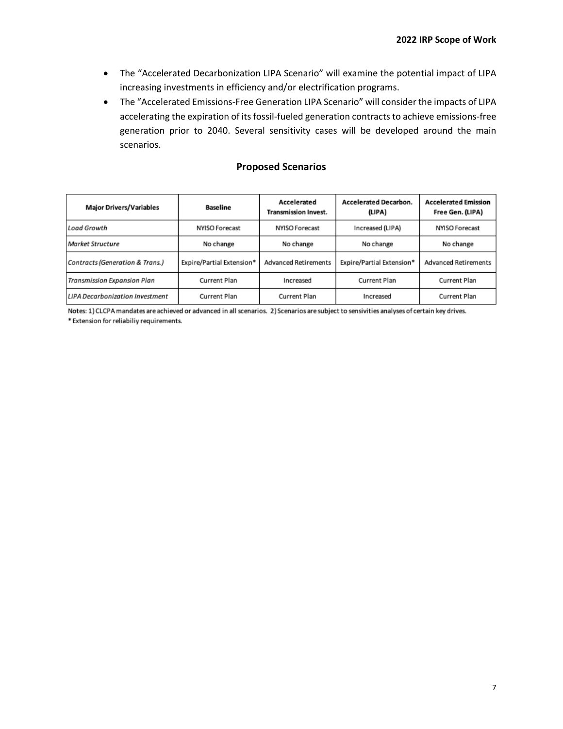- The "Accelerated Decarbonization LIPA Scenario" will examine the potential impact of LIPA increasing investments in efficiency and/or electrification programs.
- The "Accelerated Emissions-Free Generation LIPA Scenario" will consider the impacts of LIPA accelerating the expiration of its fossil-fueled generation contracts to achieve emissions-free generation prior to 2040. Several sensitivity cases will be developed around the main scenarios.

## Proposed Scenarios

| Major Drivers/Variables | Baseline | Accelerated Transmission Invest. | Accelerated Decarbon. (LIPA) | Accelerated Emission Free Gen. (LIPA) |
|---|---|---|---|---|
| *Load Growth* | NYISO Forecast | NYISO Forecast | Increased (LIPA) | NYISO Forecast |
| *Market Structure* | No change | No change | No change | No change |
| *Contracts (Generation & Trans.)* | Expire/Partial Extension* | Advanced Retirements | Expire/Partial Extension* | Advanced Retirements |
| *Transmission Expansion Plan* | Current Plan | Increased | Current Plan | Current Plan |
| *LIPA Decarbonization Investment* | Current Plan | Current Plan | Increased | Current Plan |

Notes: 1) CLCPA mandates are achieved or advanced in all scenarios. 2) Scenarios are subject to sensivities analyses of certain key drives.

* Extension for reliabiliy requirements.